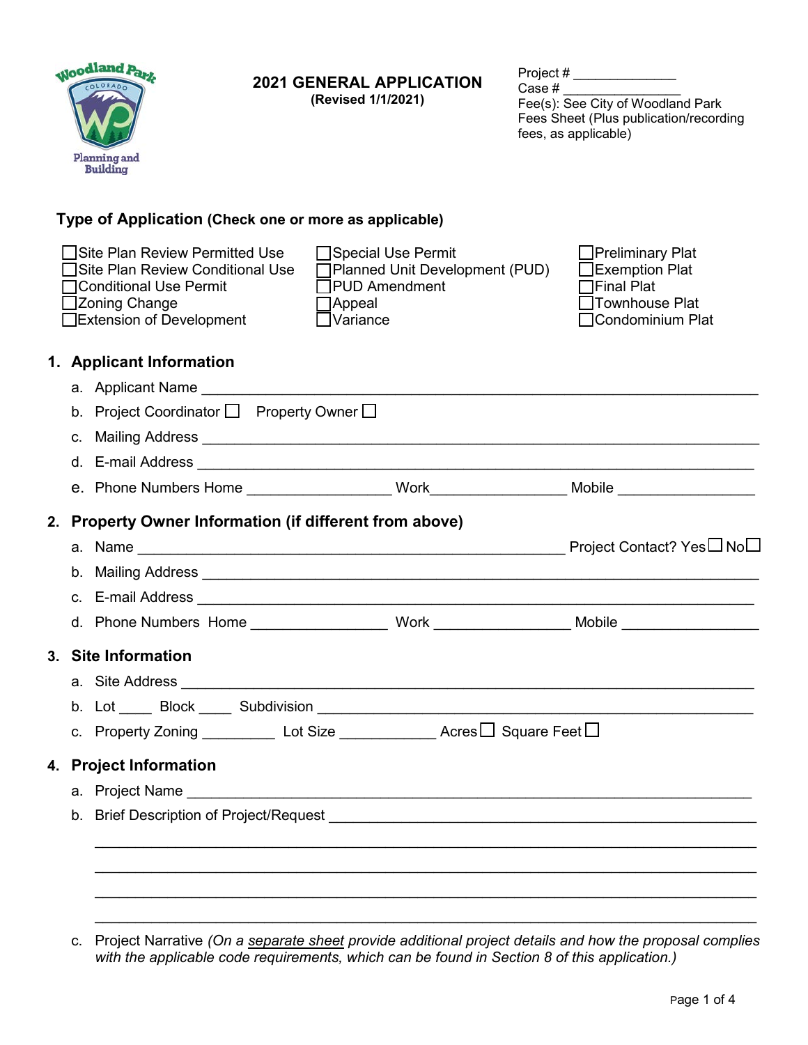Woodland Park Colorado Planning and Building

# 2021 GENERAL APPLICATION

**(Revised 1/1/2021)**

Project # ______________
Case # ________________
Fee(s): See City of Woodland Park Fees Sheet (Plus publication/recording fees, as applicable)

## Type of Application (Check one or more as applicable)

☐ Site Plan Review Permitted Use
☐ Site Plan Review Conditional Use
☐ Conditional Use Permit
☐ Zoning Change
☐ Extension of Development
☐ Special Use Permit
☐ Planned Unit Development (PUD)
☐ PUD Amendment
☐ Appeal
☐ Variance
☐ Preliminary Plat
☐ Exemption Plat
☐ Final Plat
☐ Townhouse Plat
☐ Condominium Plat

## 1. Applicant Information

a. Applicant Name ____________________________________________

b. Project Coordinator ☐ Property Owner ☐

c. Mailing Address ____________________________________________

d. E-mail Address ____________________________________________

e. Phone Numbers Home _______________ Work _______________ Mobile _______________

## 2. Property Owner Information (if different from above)

a. Name ____________________________________________ Project Contact? Yes ☐ No ☐

b. Mailing Address ____________________________________________

c. E-mail Address ____________________________________________

d. Phone Numbers Home _______________ Work _______________ Mobile _______________

## 3. Site Information

a. Site Address ____________________________________________

b. Lot ____ Block ____ Subdivision ____________________________________________

c. Property Zoning _________ Lot Size ____________ Acres ☐ Square Feet ☐

## 4. Project Information

a. Project Name ____________________________________________

b. Brief Description of Project/Request ____________________________________________

____________________________________________

____________________________________________

____________________________________________

____________________________________________

c. Project Narrative *(On a separate sheet provide additional project details and how the proposal complies with the applicable code requirements, which can be found in Section 8 of this application.)*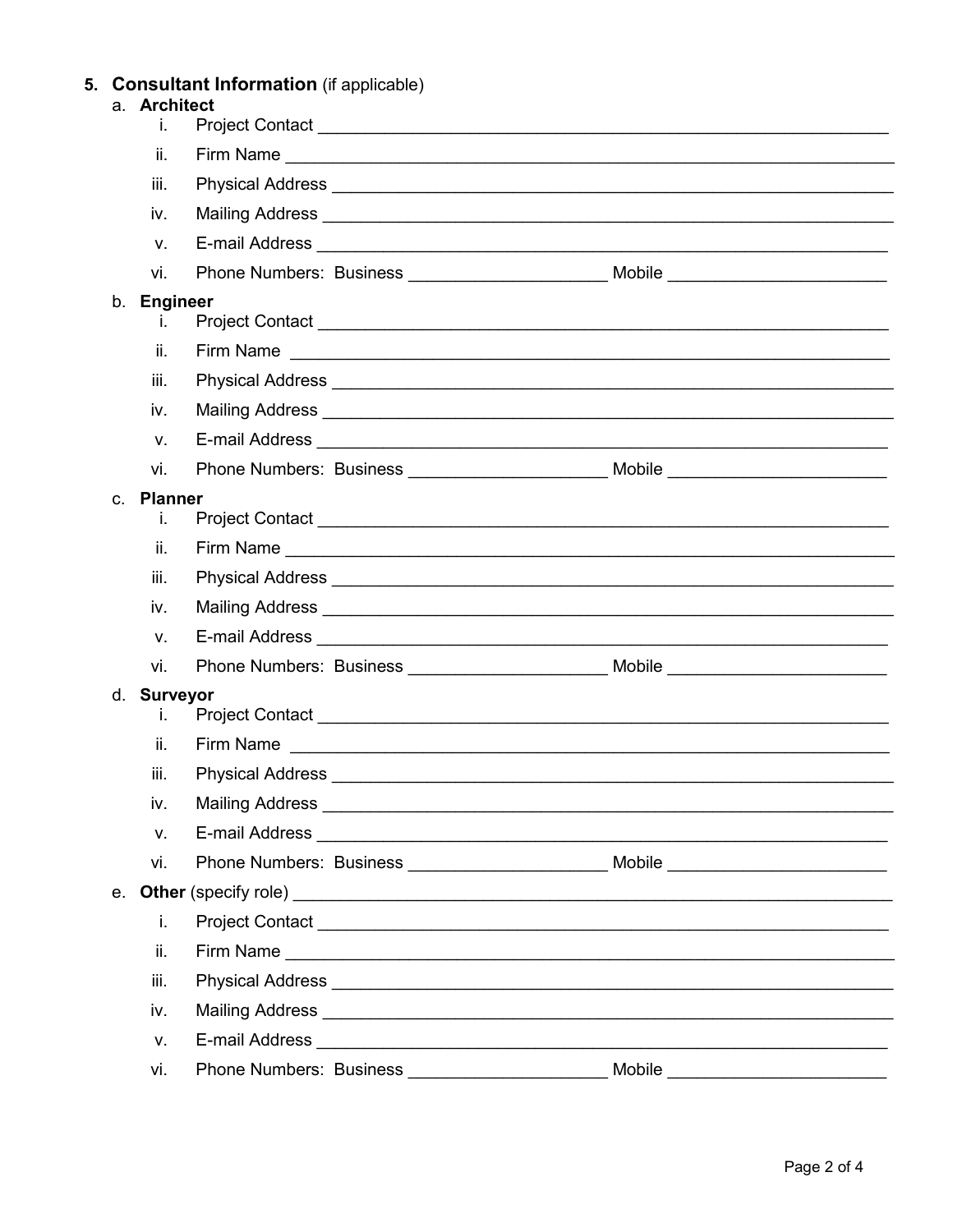5. **Consultant Information** (if applicable)

   a. **Architect**
      i. Project Contact ____________________________________________________________
      ii. Firm Name ________________________________________________________________
      iii. Physical Address ___________________________________________________________
      iv. Mailing Address ____________________________________________________________
      v. E-mail Address _____________________________________________________________
      vi. Phone Numbers: Business ____________________ Mobile ______________________

   b. **Engineer**
      i. Project Contact ____________________________________________________________
      ii. Firm Name ________________________________________________________________
      iii. Physical Address ___________________________________________________________
      iv. Mailing Address ____________________________________________________________
      v. E-mail Address _____________________________________________________________
      vi. Phone Numbers: Business ____________________ Mobile ______________________

   c. **Planner**
      i. Project Contact ____________________________________________________________
      ii. Firm Name ________________________________________________________________
      iii. Physical Address ___________________________________________________________
      iv. Mailing Address ____________________________________________________________
      v. E-mail Address _____________________________________________________________
      vi. Phone Numbers: Business ____________________ Mobile ______________________

   d. **Surveyor**
      i. Project Contact ____________________________________________________________
      ii. Firm Name ________________________________________________________________
      iii. Physical Address ___________________________________________________________
      iv. Mailing Address ____________________________________________________________
      v. E-mail Address _____________________________________________________________
      vi. Phone Numbers: Business ____________________ Mobile ______________________

   e. **Other** (specify role) ______________________________________________________
      i. Project Contact ____________________________________________________________
      ii. Firm Name ________________________________________________________________
      iii. Physical Address ___________________________________________________________
      iv. Mailing Address ____________________________________________________________
      v. E-mail Address _____________________________________________________________
      vi. Phone Numbers: Business ____________________ Mobile ______________________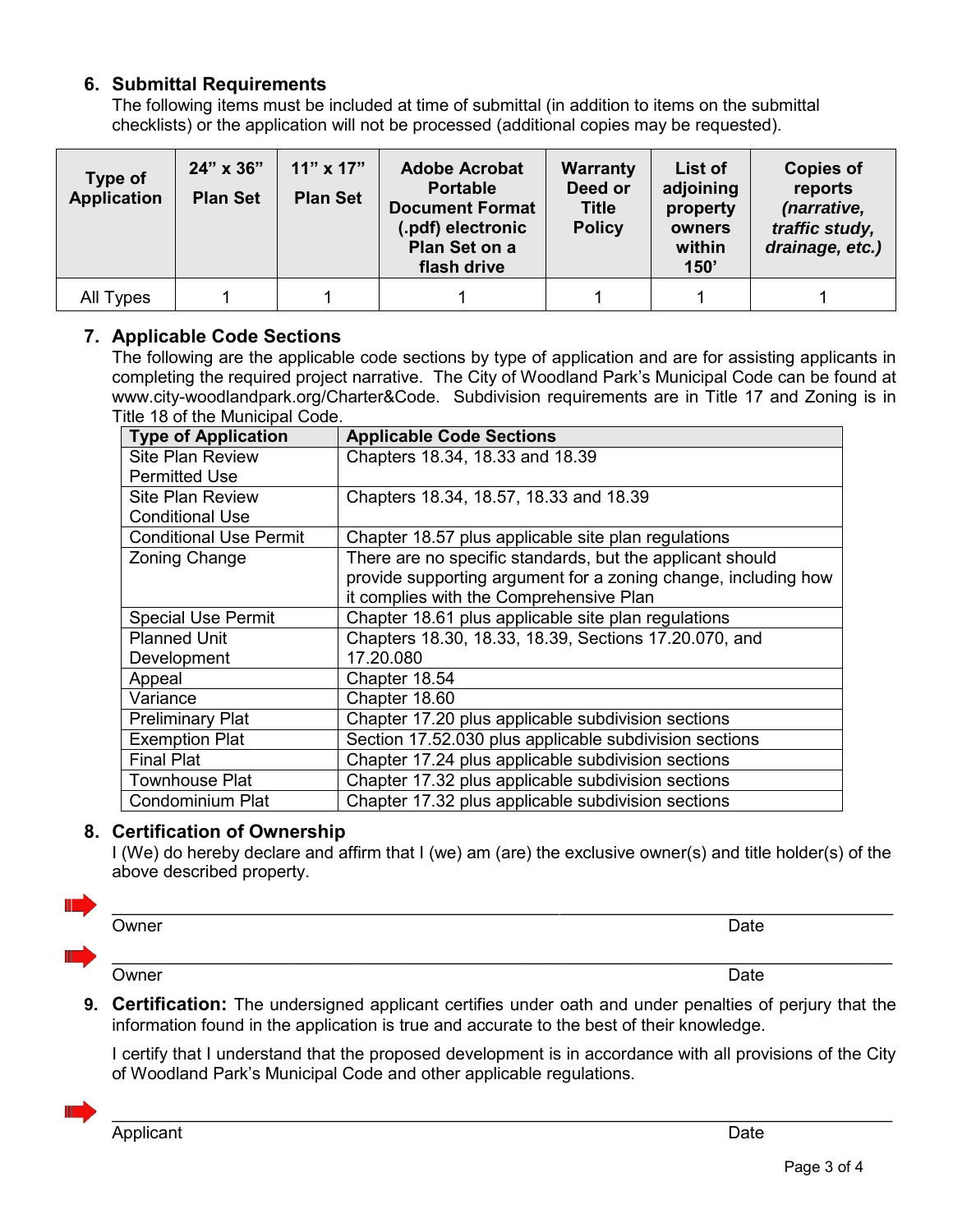## 6. Submittal Requirements

The following items must be included at time of submittal (in addition to items on the submittal checklists) or the application will not be processed (additional copies may be requested).

| Type of Application | 24" x 36" Plan Set | 11" x 17" Plan Set | Adobe Acrobat Portable Document Format (.pdf) electronic Plan Set on a flash drive | Warranty Deed or Title Policy | List of adjoining property owners within 150' | Copies of reports *(narrative, traffic study, drainage, etc.)* |
|---|---|---|---|---|---|---|
| All Types | 1 | 1 | 1 | 1 | 1 | 1 |

## 7. Applicable Code Sections

The following are the applicable code sections by type of application and are for assisting applicants in completing the required project narrative. The City of Woodland Park's Municipal Code can be found at www.city-woodlandpark.org/Charter&Code. Subdivision requirements are in Title 17 and Zoning is in Title 18 of the Municipal Code.

| Type of Application | Applicable Code Sections |
|---|---|
| Site Plan Review Permitted Use | Chapters 18.34, 18.33 and 18.39 |
| Site Plan Review Conditional Use | Chapters 18.34, 18.57, 18.33 and 18.39 |
| Conditional Use Permit | Chapter 18.57 plus applicable site plan regulations |
| Zoning Change | There are no specific standards, but the applicant should provide supporting argument for a zoning change, including how it complies with the Comprehensive Plan |
| Special Use Permit | Chapter 18.61 plus applicable site plan regulations |
| Planned Unit Development | Chapters 18.30, 18.33, 18.39, Sections 17.20.070, and 17.20.080 |
| Appeal | Chapter 18.54 |
| Variance | Chapter 18.60 |
| Preliminary Plat | Chapter 17.20 plus applicable subdivision sections |
| Exemption Plat | Section 17.52.030 plus applicable subdivision sections |
| Final Plat | Chapter 17.24 plus applicable subdivision sections |
| Townhouse Plat | Chapter 17.32 plus applicable subdivision sections |
| Condominium Plat | Chapter 17.32 plus applicable subdivision sections |

## 8. Certification of Ownership

I (We) do hereby declare and affirm that I (we) am (are) the exclusive owner(s) and title holder(s) of the above described property.

______________________________________________________________________

Owner Date

______________________________________________________________________

Owner Date

## 9. **Certification:** The undersigned applicant certifies under oath and under penalties of perjury that the information found in the application is true and accurate to the best of their knowledge.

I certify that I understand that the proposed development is in accordance with all provisions of the City of Woodland Park's Municipal Code and other applicable regulations.

______________________________________________________________________

Applicant Date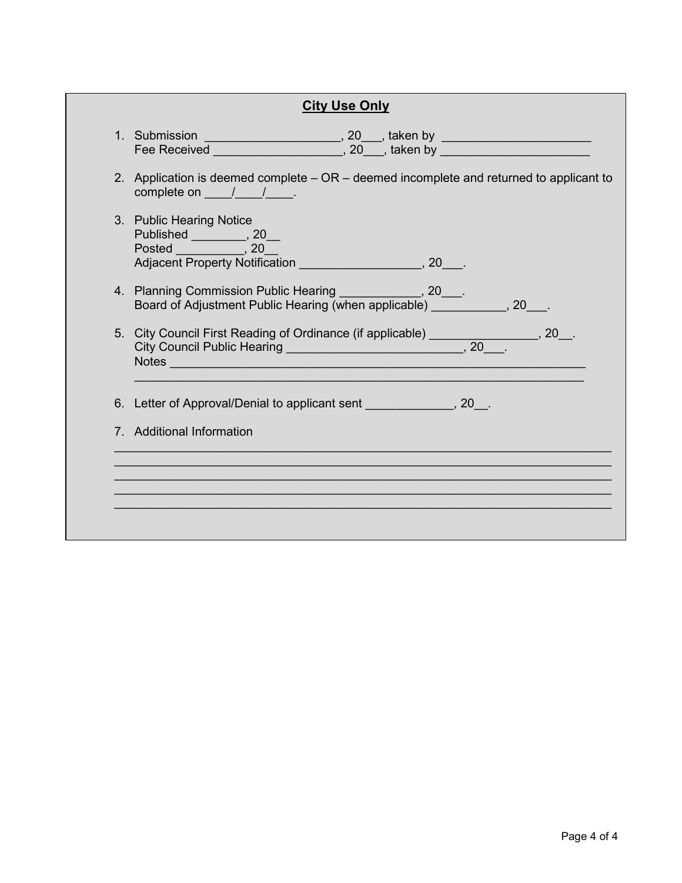## City Use Only

1. Submission ____________________, 20___, taken by ______________________
   Fee Received __________________, 20___, taken by ______________________

2. Application is deemed complete – OR – deemed incomplete and returned to applicant to complete on ____/____/____.

3. Public Hearing Notice
   Published ________, 20__
   Posted __________, 20__
   Adjacent Property Notification _________________, 20___.

4. Planning Commission Public Hearing ____________, 20___.
   Board of Adjustment Public Hearing (when applicable) ___________, 20___.

5. City Council First Reading of Ordinance (if applicable) ________________, 20__.
   City Council Public Hearing __________________________, 20___.
   Notes ___________________________________________________________
   ________________________________________________________________

6. Letter of Approval/Denial to applicant sent _____________, 20__.

7. Additional Information

________________________________________________________________________
________________________________________________________________________
________________________________________________________________________
________________________________________________________________________
________________________________________________________________________